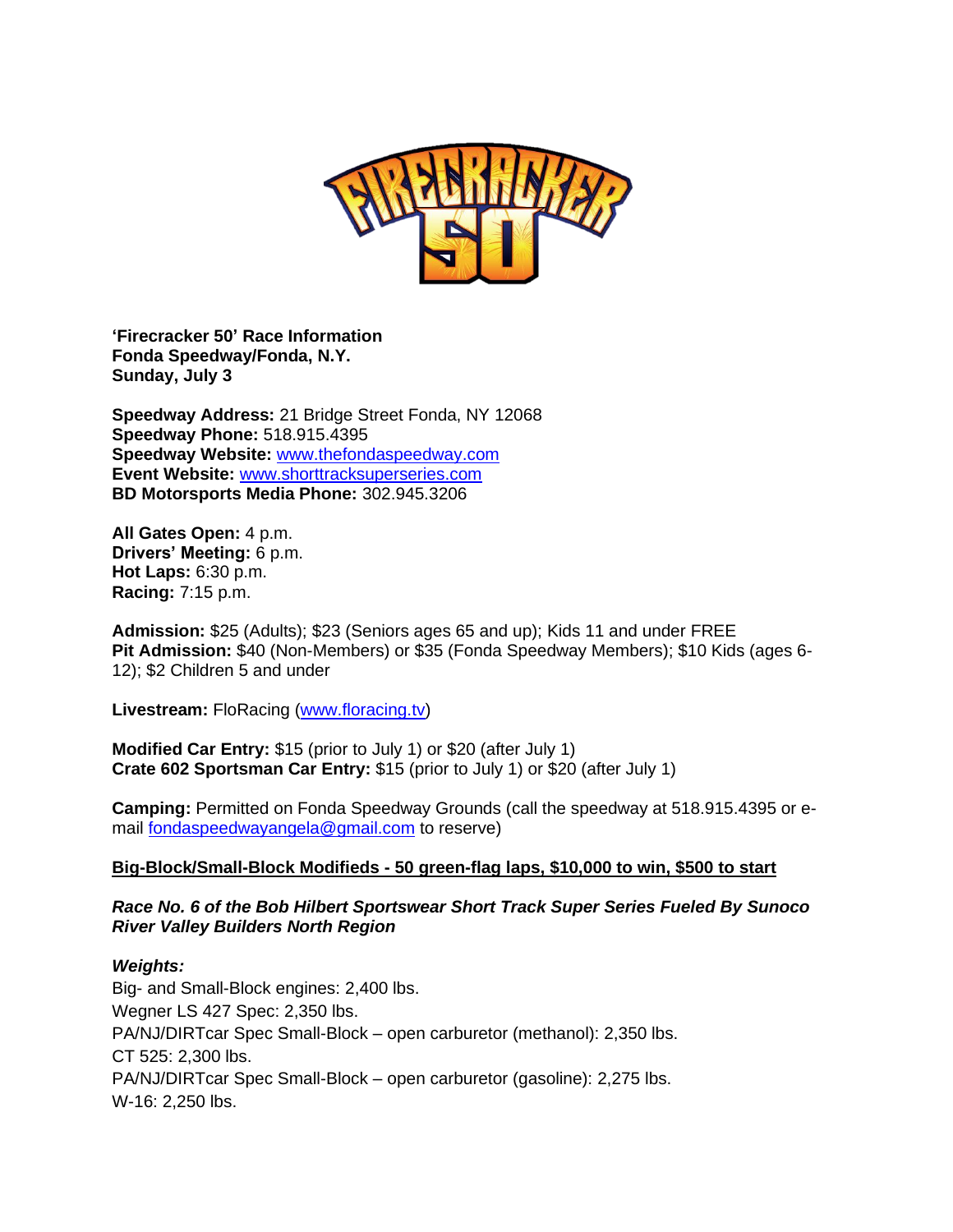**'Firecracker 50' Race Information**
**Fonda Speedway/Fonda, N.Y.**
**Sunday, July 3**

**Speedway Address:** 21 Bridge Street Fonda, NY 12068
**Speedway Phone:** 518.915.4395
**Speedway Website:** [www.thefondaspeedway.com](http://www.thefondaspeedway.com)
**Event Website:** [www.shorttracksuperseries.com](http://www.shorttracksuperseries.com)
**BD Motorsports Media Phone:** 302.945.3206

**All Gates Open:** 4 p.m.
**Drivers' Meeting:** 6 p.m.
**Hot Laps:** 6:30 p.m.
**Racing:** 7:15 p.m.

**Admission:** $25 (Adults); $23 (Seniors ages 65 and up); Kids 11 and under FREE
**Pit Admission:** $40 (Non-Members) or $35 (Fonda Speedway Members); $10 Kids (ages 6-12); $2 Children 5 and under

**Livestream:** FloRacing ([www.floracing.tv](http://www.floracing.tv))

**Modified Car Entry:** $15 (prior to July 1) or $20 (after July 1)
**Crate 602 Sportsman Car Entry:** $15 (prior to July 1) or $20 (after July 1)

**Camping:** Permitted on Fonda Speedway Grounds (call the speedway at 518.915.4395 or e-mail [fondaspeedwayangela@gmail.com](mailto:fondaspeedwayangela@gmail.com) to reserve)

**Big-Block/Small-Block Modifieds - 50 green-flag laps, $10,000 to win, $500 to start**

***Race No. 6 of the Bob Hilbert Sportswear Short Track Super Series Fueled By Sunoco River Valley Builders North Region***

***Weights:***
Big- and Small-Block engines: 2,400 lbs.
Wegner LS 427 Spec: 2,350 lbs.
PA/NJ/DIRTcar Spec Small-Block – open carburetor (methanol): 2,350 lbs.
CT 525: 2,300 lbs.
PA/NJ/DIRTcar Spec Small-Block – open carburetor (gasoline): 2,275 lbs.
W-16: 2,250 lbs.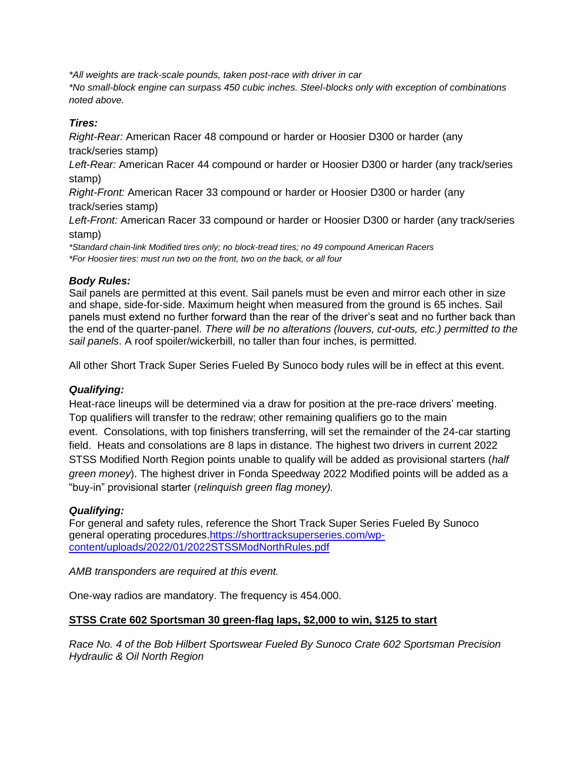*\*All weights are track-scale pounds, taken post-race with driver in car*
*\*No small-block engine can surpass 450 cubic inches. Steel-blocks only with exception of combinations noted above.*

### *Tires:*

*Right-Rear:* American Racer 48 compound or harder or Hoosier D300 or harder (any track/series stamp)

*Left-Rear:* American Racer 44 compound or harder or Hoosier D300 or harder (any track/series stamp)

*Right-Front:* American Racer 33 compound or harder or Hoosier D300 or harder (any track/series stamp)

*Left-Front:* American Racer 33 compound or harder or Hoosier D300 or harder (any track/series stamp)

*\*Standard chain-link Modified tires only; no block-tread tires; no 49 compound American Racers*
*\*For Hoosier tires: must run two on the front, two on the back, or all four*

### *Body Rules:*

Sail panels are permitted at this event. Sail panels must be even and mirror each other in size and shape, side-for-side. Maximum height when measured from the ground is 65 inches. Sail panels must extend no further forward than the rear of the driver's seat and no further back than the end of the quarter-panel. *There will be no alterations (louvers, cut-outs, etc.) permitted to the sail panels*. A roof spoiler/wickerbill, no taller than four inches, is permitted.

All other Short Track Super Series Fueled By Sunoco body rules will be in effect at this event.

### *Qualifying:*

Heat-race lineups will be determined via a draw for position at the pre-race drivers' meeting. Top qualifiers will transfer to the redraw; other remaining qualifiers go to the main event. Consolations, with top finishers transferring, will set the remainder of the 24-car starting field. Heats and consolations are 8 laps in distance. The highest two drivers in current 2022 STSS Modified North Region points unable to qualify will be added as provisional starters (*half green money*). The highest driver in Fonda Speedway 2022 Modified points will be added as a "buy-in" provisional starter (*relinquish green flag money).*

### *Qualifying:*

For general and safety rules, reference the Short Track Super Series Fueled By Sunoco general operating procedures.[https://shorttracksuperseries.com/wp-content/uploads/2022/01/2022STSSModNorthRules.pdf](https://shorttracksuperseries.com/wp-content/uploads/2022/01/2022STSSModNorthRules.pdf)

*AMB transponders are required at this event.*

One-way radios are mandatory. The frequency is 454.000.

## **STSS Crate 602 Sportsman 30 green-flag laps, $2,000 to win, $125 to start**

*Race No. 4 of the Bob Hilbert Sportswear Fueled By Sunoco Crate 602 Sportsman Precision Hydraulic & Oil North Region*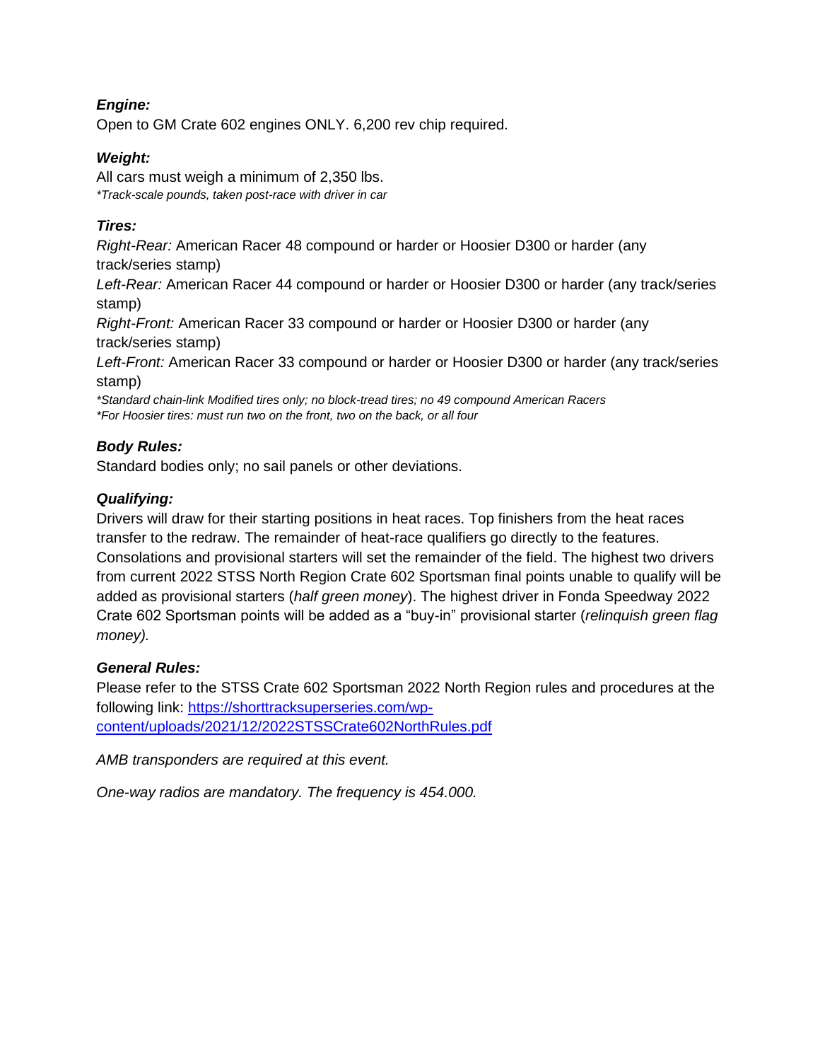***Engine:***

Open to GM Crate 602 engines ONLY. 6,200 rev chip required.

***Weight:***

All cars must weigh a minimum of 2,350 lbs.

*\*Track-scale pounds, taken post-race with driver in car*

***Tires:***

*Right-Rear:* American Racer 48 compound or harder or Hoosier D300 or harder (any track/series stamp)

*Left-Rear:* American Racer 44 compound or harder or Hoosier D300 or harder (any track/series stamp)

*Right-Front:* American Racer 33 compound or harder or Hoosier D300 or harder (any track/series stamp)

*Left-Front:* American Racer 33 compound or harder or Hoosier D300 or harder (any track/series stamp)

*\*Standard chain-link Modified tires only; no block-tread tires; no 49 compound American Racers*

*\*For Hoosier tires: must run two on the front, two on the back, or all four*

***Body Rules:***

Standard bodies only; no sail panels or other deviations.

***Qualifying:***

Drivers will draw for their starting positions in heat races. Top finishers from the heat races transfer to the redraw. The remainder of heat-race qualifiers go directly to the features. Consolations and provisional starters will set the remainder of the field. The highest two drivers from current 2022 STSS North Region Crate 602 Sportsman final points unable to qualify will be added as provisional starters (*half green money*). The highest driver in Fonda Speedway 2022 Crate 602 Sportsman points will be added as a "buy-in" provisional starter (*relinquish green flag money).*

***General Rules:***

Please refer to the STSS Crate 602 Sportsman 2022 North Region rules and procedures at the following link: [https://shorttracksuperseries.com/wp-content/uploads/2021/12/2022STSSCrate602NorthRules.pdf](https://shorttracksuperseries.com/wp-content/uploads/2021/12/2022STSSCrate602NorthRules.pdf)

*AMB transponders are required at this event.*

*One-way radios are mandatory. The frequency is 454.000.*